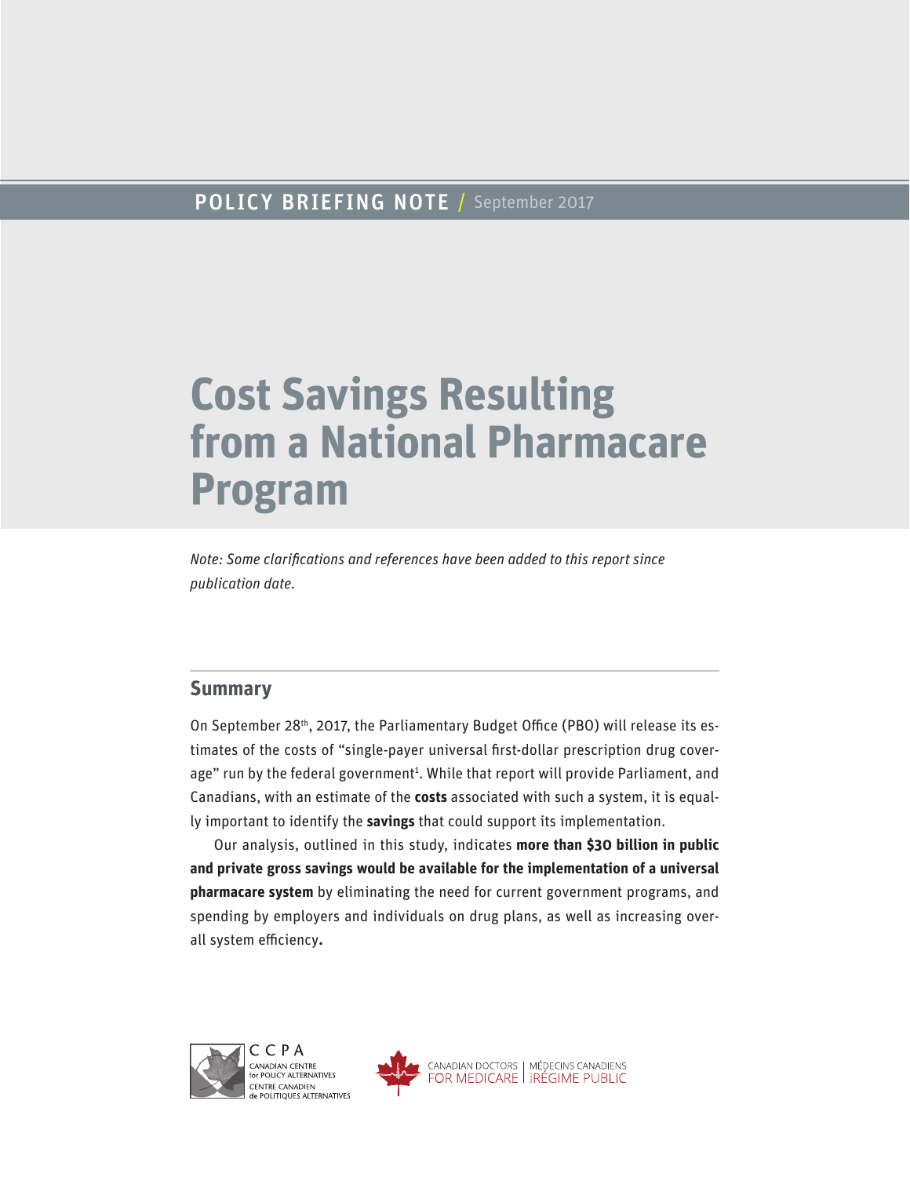POLICY BRIEFING NOTE / September 2017

# Cost Savings Resulting from a National Pharmacare Program

*Note: Some clarifications and references have been added to this report since publication date.*

## Summary

On September 28th, 2017, the Parliamentary Budget Office (PBO) will release its estimates of the costs of "single-payer universal first-dollar prescription drug coverage" run by the federal government[1]. While that report will provide Parliament, and Canadians, with an estimate of the **costs** associated with such a system, it is equally important to identify the **savings** that could support its implementation.

Our analysis, outlined in this study, indicates **more than $30 billion in public and private gross savings would be available for the implementation of a universal pharmacare system** by eliminating the need for current government programs, and spending by employers and individuals on drug plans, as well as increasing overall system efficiency**.**

CCPA
CANADIAN CENTRE for POLICY ALTERNATIVES
CENTRE CANADIEN de POLITIQUES ALTERNATIVES

CANADIAN DOCTORS FOR MEDICARE | MÉDECINS CANADIENS RÉGIME PUBLIC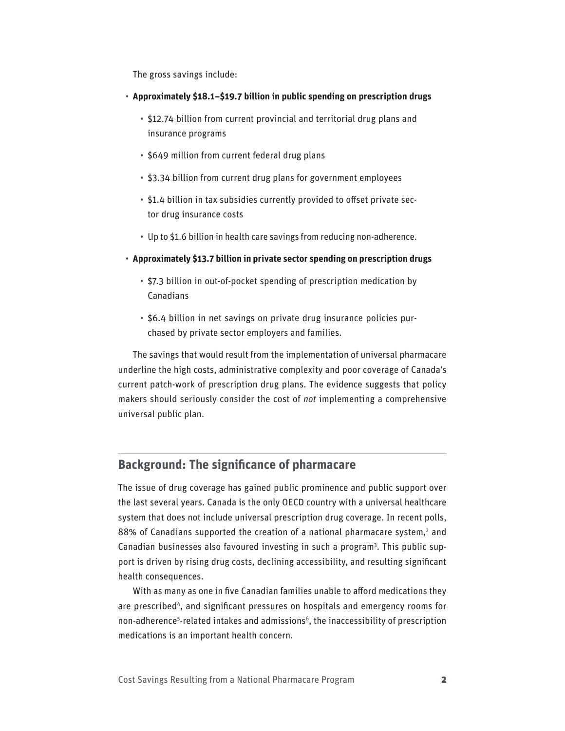The gross savings include:

- **Approximately $18.1–$19.7 billion in public spending on prescription drugs**
  - $12.74 billion from current provincial and territorial drug plans and insurance programs
  - $649 million from current federal drug plans
  - $3.34 billion from current drug plans for government employees
  - $1.4 billion in tax subsidies currently provided to offset private sector drug insurance costs
  - Up to $1.6 billion in health care savings from reducing non-adherence.
- **Approximately $13.7 billion in private sector spending on prescription drugs**
  - $7.3 billion in out-of-pocket spending of prescription medication by Canadians
  - $6.4 billion in net savings on private drug insurance policies purchased by private sector employers and families.

The savings that would result from the implementation of universal pharmacare underline the high costs, administrative complexity and poor coverage of Canada's current patch-work of prescription drug plans. The evidence suggests that policy makers should seriously consider the cost of *not* implementing a comprehensive universal public plan.

## Background: The significance of pharmacare

The issue of drug coverage has gained public prominence and public support over the last several years. Canada is the only OECD country with a universal healthcare system that does not include universal prescription drug coverage. In recent polls, 88% of Canadians supported the creation of a national pharmacare system,[2] and Canadian businesses also favoured investing in such a program[3]. This public support is driven by rising drug costs, declining accessibility, and resulting significant health consequences.

With as many as one in five Canadian families unable to afford medications they are prescribed[4], and significant pressures on hospitals and emergency rooms for non-adherence[5]-related intakes and admissions[6], the inaccessibility of prescription medications is an important health concern.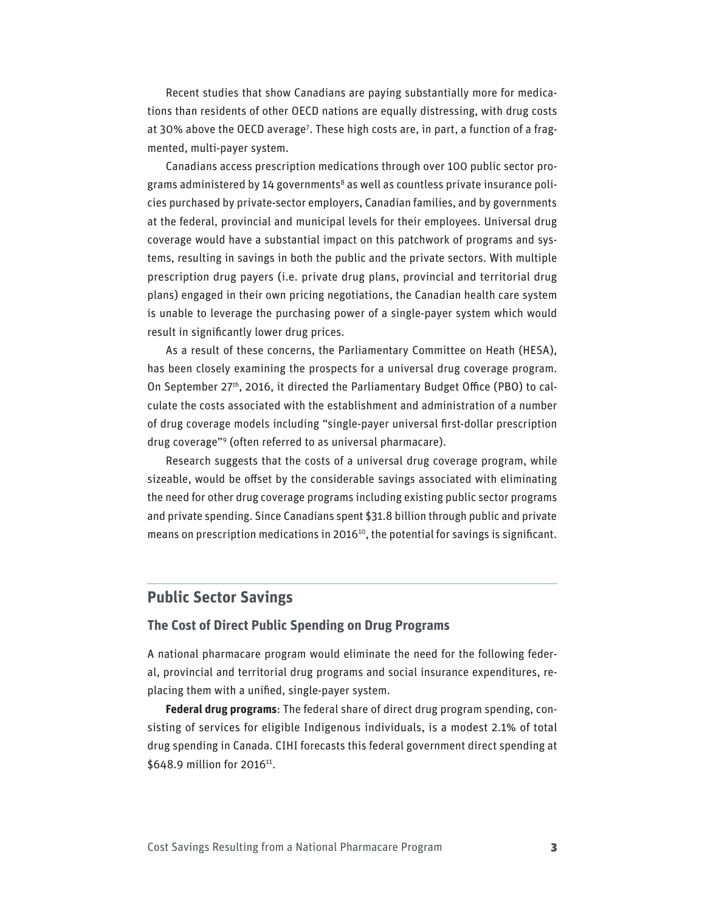Recent studies that show Canadians are paying substantially more for medications than residents of other OECD nations are equally distressing, with drug costs at 30% above the OECD average[7]. These high costs are, in part, a function of a fragmented, multi-payer system.

Canadians access prescription medications through over 100 public sector programs administered by 14 governments[8] as well as countless private insurance policies purchased by private-sector employers, Canadian families, and by governments at the federal, provincial and municipal levels for their employees. Universal drug coverage would have a substantial impact on this patchwork of programs and systems, resulting in savings in both the public and the private sectors. With multiple prescription drug payers (i.e. private drug plans, provincial and territorial drug plans) engaged in their own pricing negotiations, the Canadian health care system is unable to leverage the purchasing power of a single-payer system which would result in significantly lower drug prices.

As a result of these concerns, the Parliamentary Committee on Heath (HESA), has been closely examining the prospects for a universal drug coverage program. On September 27th, 2016, it directed the Parliamentary Budget Office (PBO) to calculate the costs associated with the establishment and administration of a number of drug coverage models including "single-payer universal first-dollar prescription drug coverage"[9] (often referred to as universal pharmacare).

Research suggests that the costs of a universal drug coverage program, while sizeable, would be offset by the considerable savings associated with eliminating the need for other drug coverage programs including existing public sector programs and private spending. Since Canadians spent $31.8 billion through public and private means on prescription medications in 2016[10], the potential for savings is significant.

## Public Sector Savings

### The Cost of Direct Public Spending on Drug Programs

A national pharmacare program would eliminate the need for the following federal, provincial and territorial drug programs and social insurance expenditures, replacing them with a unified, single-payer system.

**Federal drug programs**: The federal share of direct drug program spending, consisting of services for eligible Indigenous individuals, is a modest 2.1% of total drug spending in Canada. CIHI forecasts this federal government direct spending at $648.9 million for 2016[11].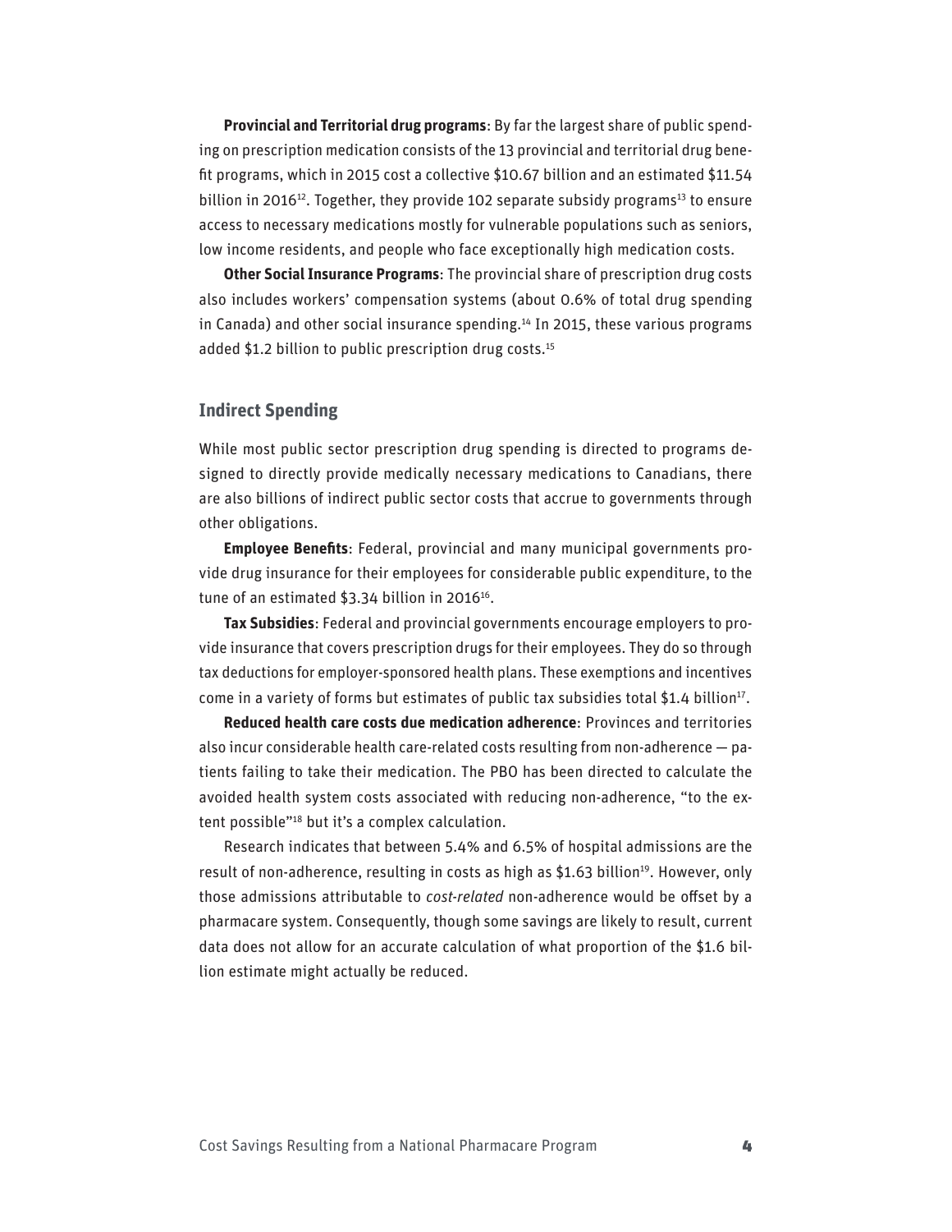**Provincial and Territorial drug programs**: By far the largest share of public spending on prescription medication consists of the 13 provincial and territorial drug benefit programs, which in 2015 cost a collective $10.67 billion and an estimated $11.54 billion in 2016[12]. Together, they provide 102 separate subsidy programs[13] to ensure access to necessary medications mostly for vulnerable populations such as seniors, low income residents, and people who face exceptionally high medication costs.

**Other Social Insurance Programs**: The provincial share of prescription drug costs also includes workers' compensation systems (about 0.6% of total drug spending in Canada) and other social insurance spending.[14] In 2015, these various programs added $1.2 billion to public prescription drug costs.[15]

### Indirect Spending

While most public sector prescription drug spending is directed to programs designed to directly provide medically necessary medications to Canadians, there are also billions of indirect public sector costs that accrue to governments through other obligations.

**Employee Benefits**: Federal, provincial and many municipal governments provide drug insurance for their employees for considerable public expenditure, to the tune of an estimated $3.34 billion in 2016[16].

**Tax Subsidies**: Federal and provincial governments encourage employers to provide insurance that covers prescription drugs for their employees. They do so through tax deductions for employer-sponsored health plans. These exemptions and incentives come in a variety of forms but estimates of public tax subsidies total $1.4 billion[17].

**Reduced health care costs due medication adherence**: Provinces and territories also incur considerable health care-related costs resulting from non-adherence — patients failing to take their medication. The PBO has been directed to calculate the avoided health system costs associated with reducing non-adherence, "to the extent possible"[18] but it's a complex calculation.

Research indicates that between 5.4% and 6.5% of hospital admissions are the result of non-adherence, resulting in costs as high as $1.63 billion[19]. However, only those admissions attributable to *cost-related* non-adherence would be offset by a pharmacare system. Consequently, though some savings are likely to result, current data does not allow for an accurate calculation of what proportion of the $1.6 billion estimate might actually be reduced.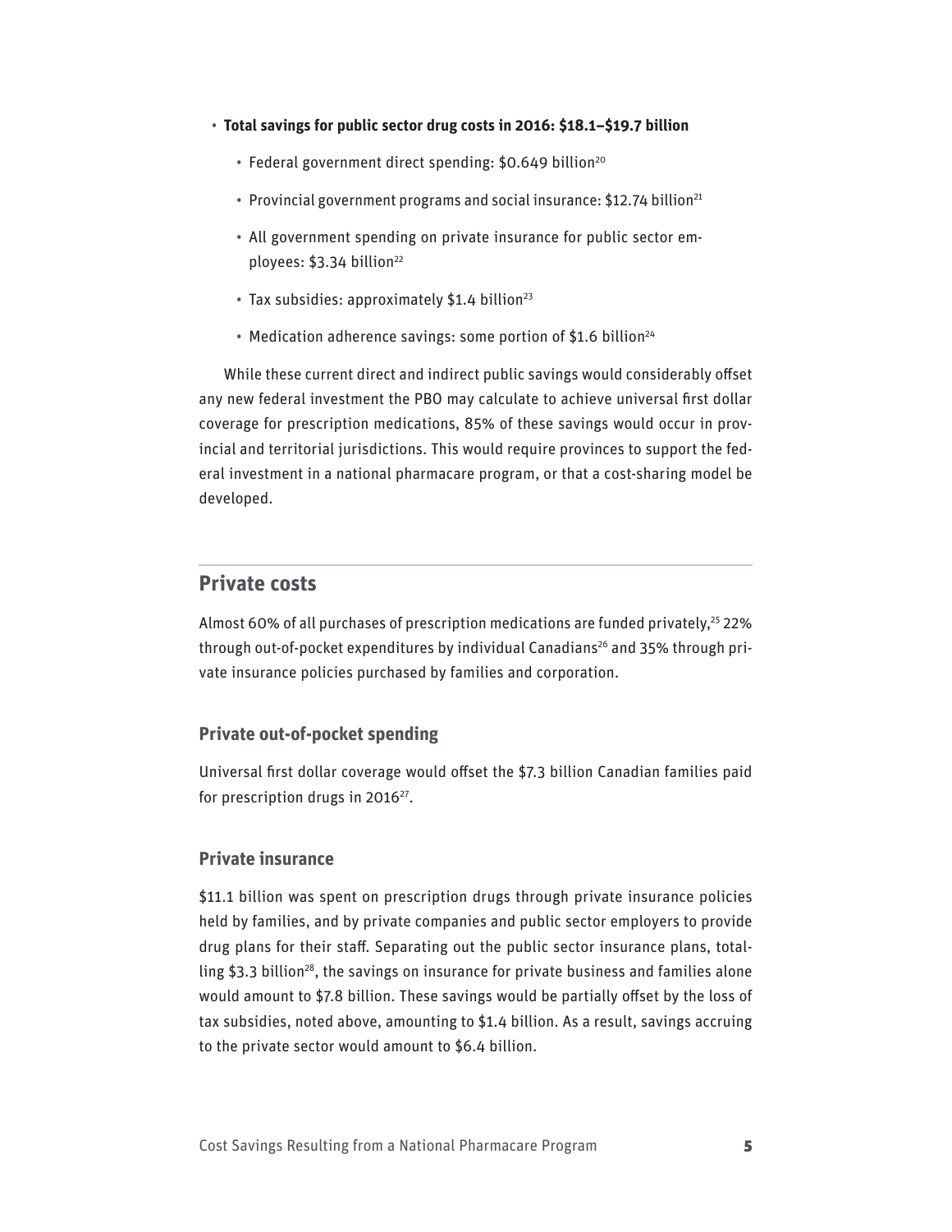- **Total savings for public sector drug costs in 2016: $18.1–$19.7 billion**
  - Federal government direct spending: $0.649 billion[20]
  - Provincial government programs and social insurance: $12.74 billion[21]
  - All government spending on private insurance for public sector employees: $3.34 billion[22]
  - Tax subsidies: approximately $1.4 billion[23]
  - Medication adherence savings: some portion of $1.6 billion[24]

While these current direct and indirect public savings would considerably offset any new federal investment the PBO may calculate to achieve universal first dollar coverage for prescription medications, 85% of these savings would occur in provincial and territorial jurisdictions. This would require provinces to support the federal investment in a national pharmacare program, or that a cost-sharing model be developed.

## Private costs

Almost 60% of all purchases of prescription medications are funded privately,[25] 22% through out-of-pocket expenditures by individual Canadians[26] and 35% through private insurance policies purchased by families and corporation.

### Private out-of-pocket spending

Universal first dollar coverage would offset the $7.3 billion Canadian families paid for prescription drugs in 2016[27].

### Private insurance

$11.1 billion was spent on prescription drugs through private insurance policies held by families, and by private companies and public sector employers to provide drug plans for their staff. Separating out the public sector insurance plans, totalling $3.3 billion[28], the savings on insurance for private business and families alone would amount to $7.8 billion. These savings would be partially offset by the loss of tax subsidies, noted above, amounting to $1.4 billion. As a result, savings accruing to the private sector would amount to $6.4 billion.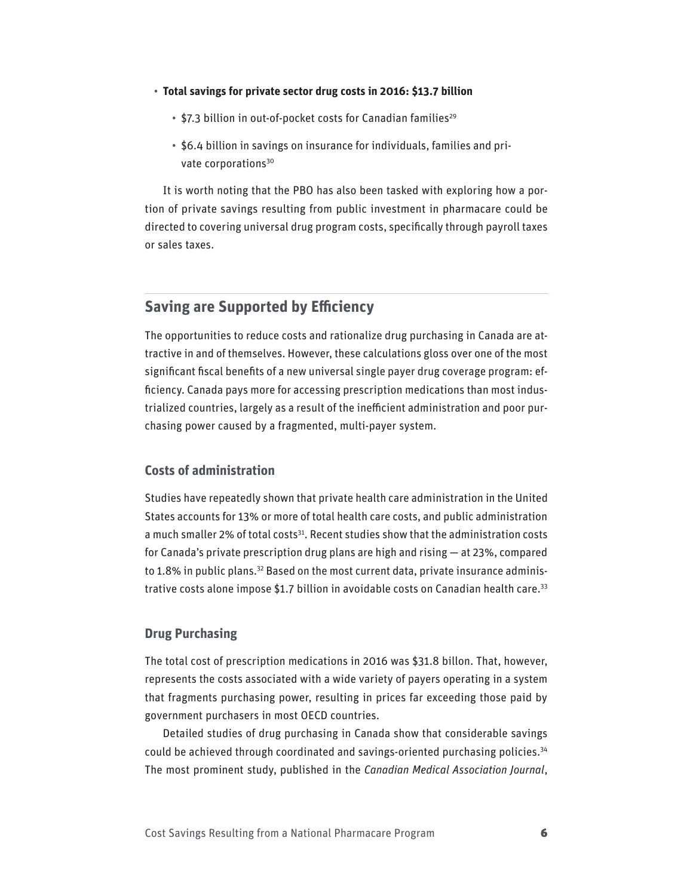- **Total savings for private sector drug costs in 2016: $13.7 billion**
  - $7.3 billion in out-of-pocket costs for Canadian families[29]
  - $6.4 billion in savings on insurance for individuals, families and private corporations[30]

It is worth noting that the PBO has also been tasked with exploring how a portion of private savings resulting from public investment in pharmacare could be directed to covering universal drug program costs, specifically through payroll taxes or sales taxes.

## Saving are Supported by Efficiency

The opportunities to reduce costs and rationalize drug purchasing in Canada are attractive in and of themselves. However, these calculations gloss over one of the most significant fiscal benefits of a new universal single payer drug coverage program: efficiency. Canada pays more for accessing prescription medications than most industrialized countries, largely as a result of the inefficient administration and poor purchasing power caused by a fragmented, multi-payer system.

### Costs of administration

Studies have repeatedly shown that private health care administration in the United States accounts for 13% or more of total health care costs, and public administration a much smaller 2% of total costs[31]. Recent studies show that the administration costs for Canada's private prescription drug plans are high and rising — at 23%, compared to 1.8% in public plans.[32] Based on the most current data, private insurance administrative costs alone impose $1.7 billion in avoidable costs on Canadian health care.[33]

### Drug Purchasing

The total cost of prescription medications in 2016 was $31.8 billon. That, however, represents the costs associated with a wide variety of payers operating in a system that fragments purchasing power, resulting in prices far exceeding those paid by government purchasers in most OECD countries.

Detailed studies of drug purchasing in Canada show that considerable savings could be achieved through coordinated and savings-oriented purchasing policies.[34] The most prominent study, published in the *Canadian Medical Association Journal*,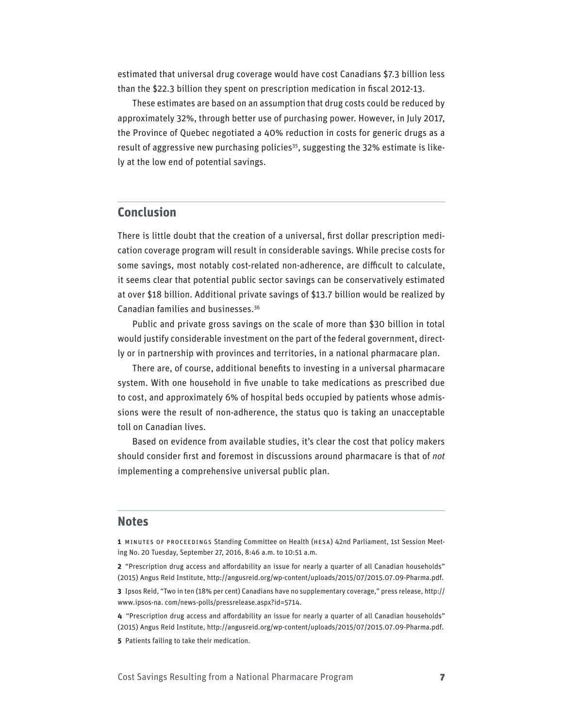estimated that universal drug coverage would have cost Canadians $7.3 billion less than the $22.3 billion they spent on prescription medication in fiscal 2012-13.

These estimates are based on an assumption that drug costs could be reduced by approximately 32%, through better use of purchasing power. However, in July 2017, the Province of Quebec negotiated a 40% reduction in costs for generic drugs as a result of aggressive new purchasing policies[35], suggesting the 32% estimate is likely at the low end of potential savings.

## Conclusion

There is little doubt that the creation of a universal, first dollar prescription medication coverage program will result in considerable savings. While precise costs for some savings, most notably cost-related non-adherence, are difficult to calculate, it seems clear that potential public sector savings can be conservatively estimated at over $18 billion. Additional private savings of $13.7 billion would be realized by Canadian families and businesses.[36]

Public and private gross savings on the scale of more than $30 billion in total would justify considerable investment on the part of the federal government, directly or in partnership with provinces and territories, in a national pharmacare plan.

There are, of course, additional benefits to investing in a universal pharmacare system. With one household in five unable to take medications as prescribed due to cost, and approximately 6% of hospital beds occupied by patients whose admissions were the result of non-adherence, the status quo is taking an unacceptable toll on Canadian lives.

Based on evidence from available studies, it's clear the cost that policy makers should consider first and foremost in discussions around pharmacare is that of *not* implementing a comprehensive universal public plan.

## Notes

**1** MINUTES OF PROCEEDINGS Standing Committee on Health (HESA) 42nd Parliament, 1st Session Meeting No. 20 Tuesday, September 27, 2016, 8:46 a.m. to 10:51 a.m.

**2** "Prescription drug access and affordability an issue for nearly a quarter of all Canadian households" (2015) Angus Reid Institute, http://angusreid.org/wp-content/uploads/2015/07/2015.07.09-Pharma.pdf.

**3** Ipsos Reid, "Two in ten (18% per cent) Canadians have no supplementary coverage," press release, http://www.ipsos-na. com/news-polls/pressrelease.aspx?id=5714.

**4** "Prescription drug access and affordability an issue for nearly a quarter of all Canadian households" (2015) Angus Reid Institute, http://angusreid.org/wp-content/uploads/2015/07/2015.07.09-Pharma.pdf.

**5** Patients failing to take their medication.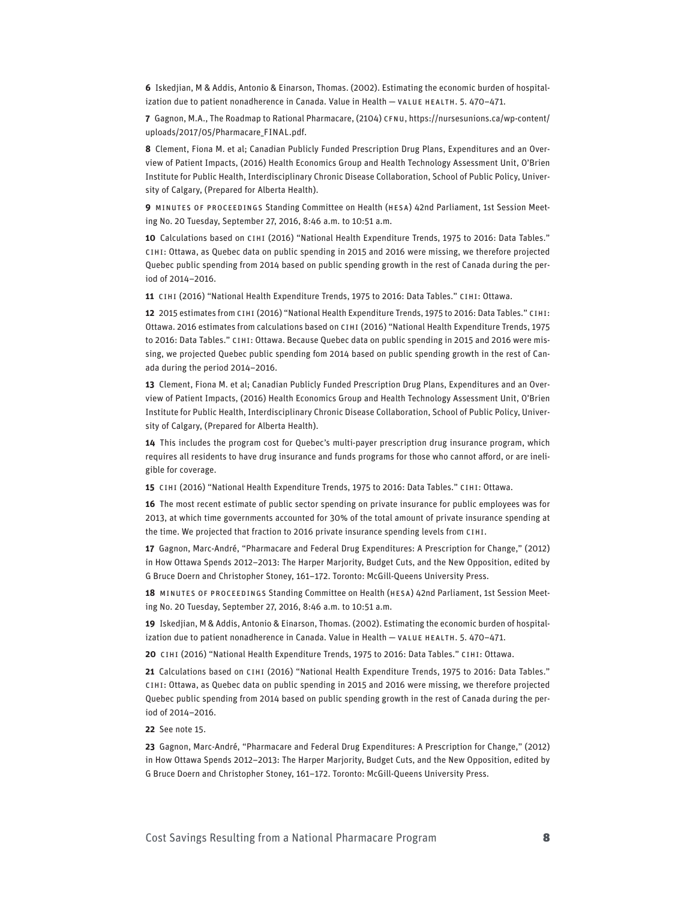**6** Iskedjian, M & Addis, Antonio & Einarson, Thomas. (2002). Estimating the economic burden of hospitalization due to patient nonadherence in Canada. Value in Health — VALUE HEALTH. 5. 470–471.

**7** Gagnon, M.A., The Roadmap to Rational Pharmacare, (2104) CFNU, https://nursesunions.ca/wp-content/uploads/2017/05/Pharmacare_FINAL.pdf.

**8** Clement, Fiona M. et al; Canadian Publicly Funded Prescription Drug Plans, Expenditures and an Overview of Patient Impacts, (2016) Health Economics Group and Health Technology Assessment Unit, O'Brien Institute for Public Health, Interdisciplinary Chronic Disease Collaboration, School of Public Policy, University of Calgary, (Prepared for Alberta Health).

**9** MINUTES OF PROCEEDINGS Standing Committee on Health (HESA) 42nd Parliament, 1st Session Meeting No. 20 Tuesday, September 27, 2016, 8:46 a.m. to 10:51 a.m.

**10** Calculations based on CIHI (2016) "National Health Expenditure Trends, 1975 to 2016: Data Tables." CIHI: Ottawa, as Quebec data on public spending in 2015 and 2016 were missing, we therefore projected Quebec public spending from 2014 based on public spending growth in the rest of Canada during the period of 2014–2016.

**11** CIHI (2016) "National Health Expenditure Trends, 1975 to 2016: Data Tables." CIHI: Ottawa.

**12** 2015 estimates from CIHI (2016) "National Health Expenditure Trends, 1975 to 2016: Data Tables." CIHI: Ottawa. 2016 estimates from calculations based on CIHI (2016) "National Health Expenditure Trends, 1975 to 2016: Data Tables." CIHI: Ottawa. Because Quebec data on public spending in 2015 and 2016 were missing, we projected Quebec public spending fom 2014 based on public spending growth in the rest of Canada during the period 2014–2016.

**13** Clement, Fiona M. et al; Canadian Publicly Funded Prescription Drug Plans, Expenditures and an Overview of Patient Impacts, (2016) Health Economics Group and Health Technology Assessment Unit, O'Brien Institute for Public Health, Interdisciplinary Chronic Disease Collaboration, School of Public Policy, University of Calgary, (Prepared for Alberta Health).

**14** This includes the program cost for Quebec's multi-payer prescription drug insurance program, which requires all residents to have drug insurance and funds programs for those who cannot afford, or are ineligible for coverage.

**15** CIHI (2016) "National Health Expenditure Trends, 1975 to 2016: Data Tables." CIHI: Ottawa.

**16** The most recent estimate of public sector spending on private insurance for public employees was for 2013, at which time governments accounted for 30% of the total amount of private insurance spending at the time. We projected that fraction to 2016 private insurance spending levels from CIHI.

**17** Gagnon, Marc-André, "Pharmacare and Federal Drug Expenditures: A Prescription for Change," (2012) in How Ottawa Spends 2012–2013: The Harper Marjority, Budget Cuts, and the New Opposition, edited by G Bruce Doern and Christopher Stoney, 161–172. Toronto: McGill-Queens University Press.

**18** MINUTES OF PROCEEDINGS Standing Committee on Health (HESA) 42nd Parliament, 1st Session Meeting No. 20 Tuesday, September 27, 2016, 8:46 a.m. to 10:51 a.m.

**19** Iskedjian, M & Addis, Antonio & Einarson, Thomas. (2002). Estimating the economic burden of hospitalization due to patient nonadherence in Canada. Value in Health — VALUE HEALTH. 5. 470–471.

**20** CIHI (2016) "National Health Expenditure Trends, 1975 to 2016: Data Tables." CIHI: Ottawa.

**21** Calculations based on CIHI (2016) "National Health Expenditure Trends, 1975 to 2016: Data Tables." CIHI: Ottawa, as Quebec data on public spending in 2015 and 2016 were missing, we therefore projected Quebec public spending from 2014 based on public spending growth in the rest of Canada during the period of 2014–2016.

**22** See note 15.

**23** Gagnon, Marc-André, "Pharmacare and Federal Drug Expenditures: A Prescription for Change," (2012) in How Ottawa Spends 2012–2013: The Harper Marjority, Budget Cuts, and the New Opposition, edited by G Bruce Doern and Christopher Stoney, 161–172. Toronto: McGill-Queens University Press.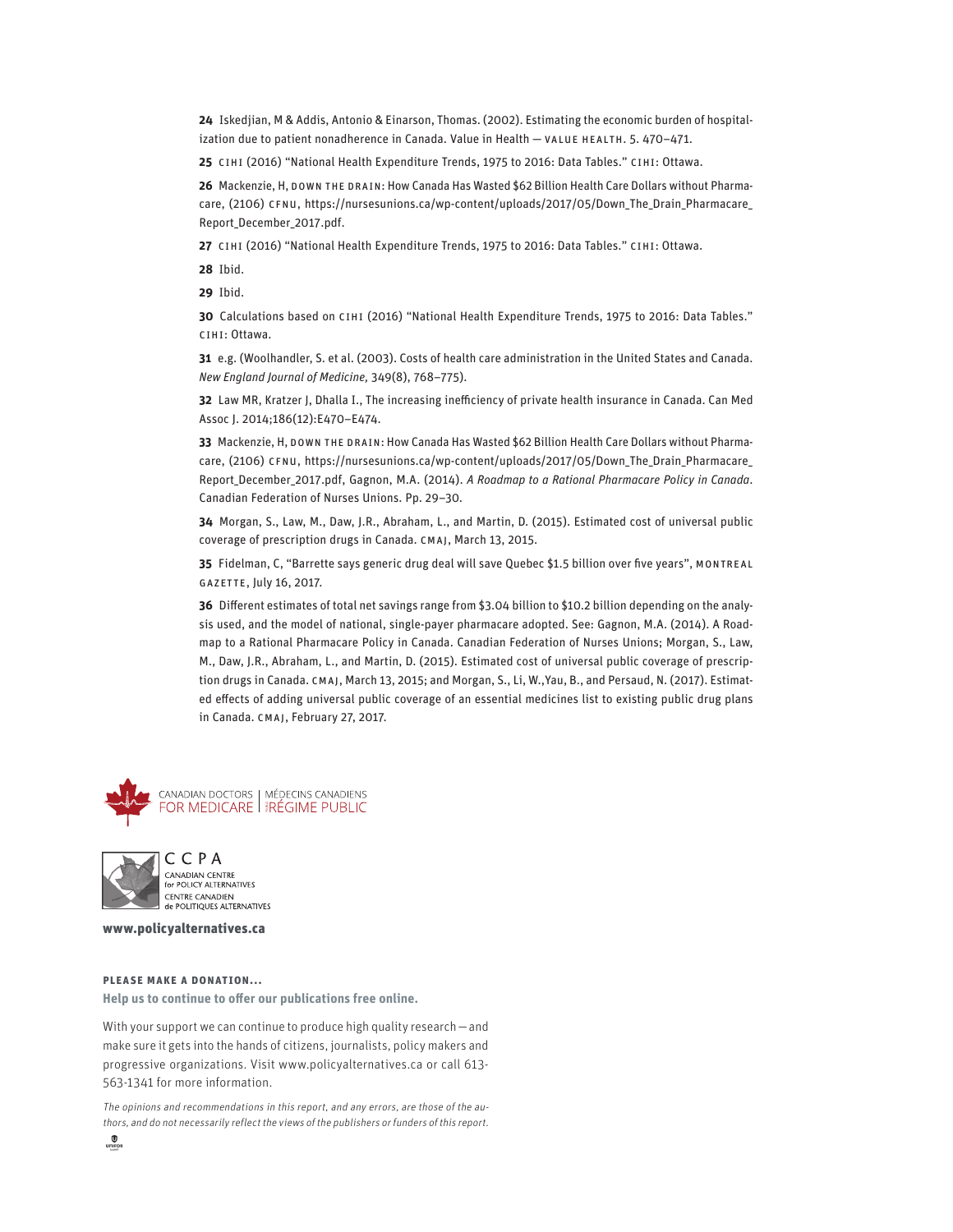**24** Iskedjian, M & Addis, Antonio & Einarson, Thomas. (2002). Estimating the economic burden of hospitalization due to patient nonadherence in Canada. Value in Health — VALUE HEALTH. 5. 470–471.

**25** CIHI (2016) "National Health Expenditure Trends, 1975 to 2016: Data Tables." CIHI: Ottawa.

**26** Mackenzie, H, DOWN THE DRAIN: How Canada Has Wasted $62 Billion Health Care Dollars without Pharmacare, (2106) CFNU, https://nursesunions.ca/wp-content/uploads/2017/05/Down_The_Drain_Pharmacare_Report_December_2017.pdf.

**27** CIHI (2016) "National Health Expenditure Trends, 1975 to 2016: Data Tables." CIHI: Ottawa.

**28** Ibid.

**29** Ibid.

**30** Calculations based on CIHI (2016) "National Health Expenditure Trends, 1975 to 2016: Data Tables." CIHI: Ottawa.

**31** e.g. (Woolhandler, S. et al. (2003). Costs of health care administration in the United States and Canada. *New England Journal of Medicine,* 349(8), 768–775).

**32** Law MR, Kratzer J, Dhalla I., The increasing inefficiency of private health insurance in Canada. Can Med Assoc J. 2014;186(12):E470–E474.

**33** Mackenzie, H, DOWN THE DRAIN: How Canada Has Wasted $62 Billion Health Care Dollars without Pharmacare, (2106) CFNU, https://nursesunions.ca/wp-content/uploads/2017/05/Down_The_Drain_Pharmacare_Report_December_2017.pdf, Gagnon, M.A. (2014). *A Roadmap to a Rational Pharmacare Policy in Canada*. Canadian Federation of Nurses Unions. Pp. 29–30.

**34** Morgan, S., Law, M., Daw, J.R., Abraham, L., and Martin, D. (2015). Estimated cost of universal public coverage of prescription drugs in Canada. CMAJ, March 13, 2015.

**35** Fidelman, C, "Barrette says generic drug deal will save Quebec $1.5 billion over five years", MONTREAL GAZETTE, July 16, 2017.

**36** Different estimates of total net savings range from $3.04 billion to $10.2 billion depending on the analysis used, and the model of national, single-payer pharmacare adopted. See: Gagnon, M.A. (2014). A Roadmap to a Rational Pharmacare Policy in Canada. Canadian Federation of Nurses Unions; Morgan, S., Law, M., Daw, J.R., Abraham, L., and Martin, D. (2015). Estimated cost of universal public coverage of prescription drugs in Canada. CMAJ, March 13, 2015; and Morgan, S., Li, W.,Yau, B., and Persaud, N. (2017). Estimated effects of adding universal public coverage of an essential medicines list to existing public drug plans in Canada. CMAJ, February 27, 2017.

CANADIAN DOCTORS FOR MEDICARE | MÉDECINS CANADIENS RÉGIME PUBLIC

CCPA
CANADIAN CENTRE for POLICY ALTERNATIVES
CENTRE CANADIEN de POLITIQUES ALTERNATIVES

**www.policyalternatives.ca**

**PLEASE MAKE A DONATION...**

**Help us to continue to offer our publications free online.**

With your support we can continue to produce high quality research — and make sure it gets into the hands of citizens, journalists, policy makers and progressive organizations. Visit www.policyalternatives.ca or call 613-563-1341 for more information.

*The opinions and recommendations in this report, and any errors, are those of the authors, and do not necessarily reflect the views of the publishers or funders of this report.*